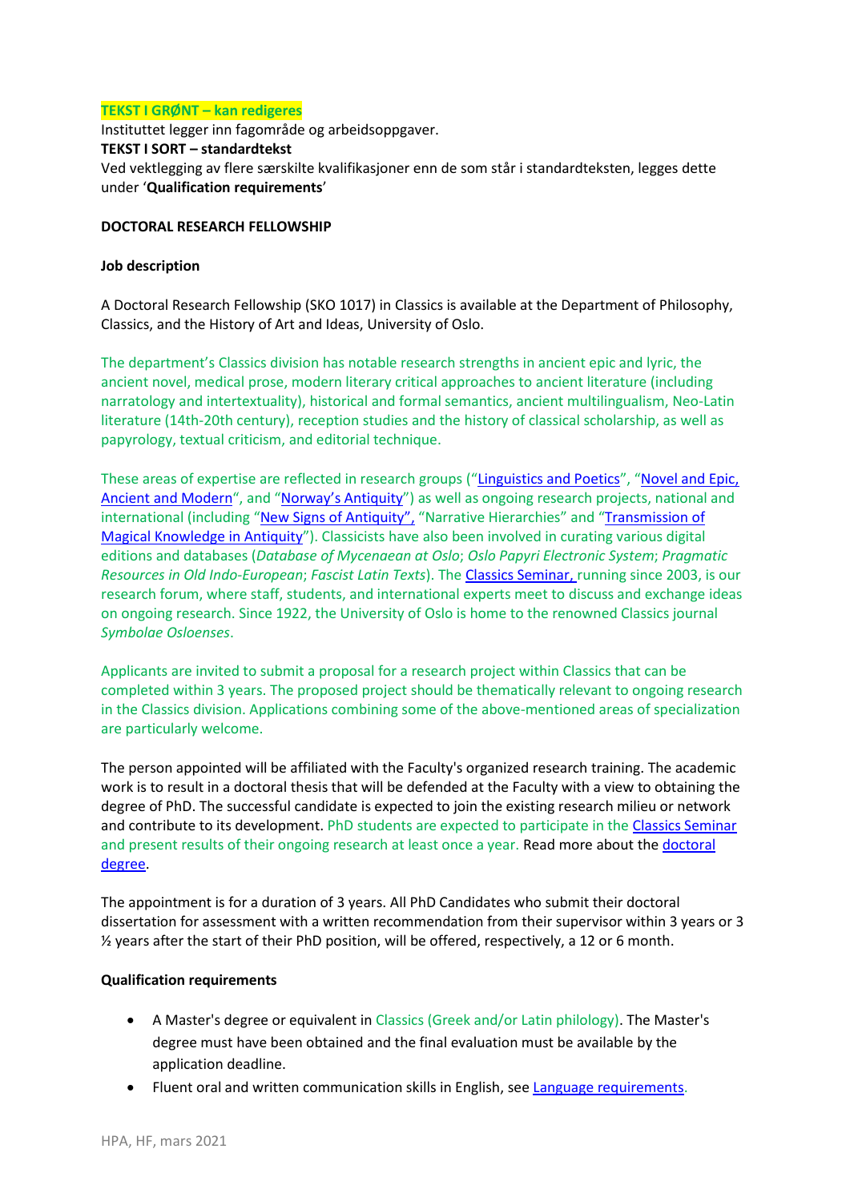**TEKST I GRØNT – kan redigeres**
Instituttet legger inn fagområde og arbeidsoppgaver.
**TEKST I SORT – standardtekst**
Ved vektlegging av flere særskilte kvalifikasjoner enn de som står i standardteksten, legges dette under '**Qualification requirements**'

**DOCTORAL RESEARCH FELLOWSHIP**

**Job description**

A Doctoral Research Fellowship (SKO 1017) in Classics is available at the Department of Philosophy, Classics, and the History of Art and Ideas, University of Oslo.

The department's Classics division has notable research strengths in ancient epic and lyric, the ancient novel, medical prose, modern literary critical approaches to ancient literature (including narratology and intertextuality), historical and formal semantics, ancient multilingualism, Neo-Latin literature (14th-20th century), reception studies and the history of classical scholarship, as well as papyrology, textual criticism, and editorial technique.

These areas of expertise are reflected in research groups ("Linguistics and Poetics", "Novel and Epic, Ancient and Modern", and "Norway's Antiquity") as well as ongoing research projects, national and international (including "New Signs of Antiquity", "Narrative Hierarchies" and "Transmission of Magical Knowledge in Antiquity"). Classicists have also been involved in curating various digital editions and databases (*Database of Mycenaean at Oslo*; *Oslo Papyri Electronic System*; *Pragmatic Resources in Old Indo-European*; *Fascist Latin Texts*). The Classics Seminar, running since 2003, is our research forum, where staff, students, and international experts meet to discuss and exchange ideas on ongoing research. Since 1922, the University of Oslo is home to the renowned Classics journal *Symbolae Osloenses*.

Applicants are invited to submit a proposal for a research project within Classics that can be completed within 3 years. The proposed project should be thematically relevant to ongoing research in the Classics division. Applications combining some of the above-mentioned areas of specialization are particularly welcome.

The person appointed will be affiliated with the Faculty's organized research training. The academic work is to result in a doctoral thesis that will be defended at the Faculty with a view to obtaining the degree of PhD. The successful candidate is expected to join the existing research milieu or network and contribute to its development. PhD students are expected to participate in the Classics Seminar and present results of their ongoing research at least once a year. Read more about the doctoral degree.

The appointment is for a duration of 3 years. All PhD Candidates who submit their doctoral dissertation for assessment with a written recommendation from their supervisor within 3 years or 3 ½ years after the start of their PhD position, will be offered, respectively, a 12 or 6 month.

**Qualification requirements**

- A Master's degree or equivalent in Classics (Greek and/or Latin philology). The Master's degree must have been obtained and the final evaluation must be available by the application deadline.
- Fluent oral and written communication skills in English, see Language requirements.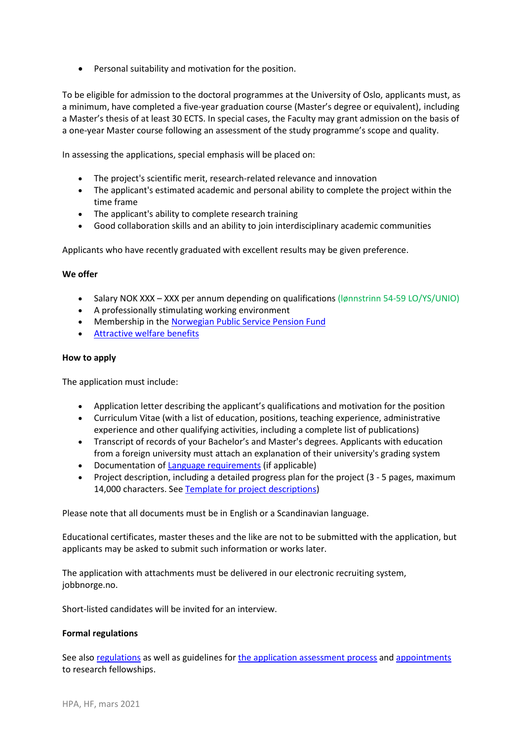- Personal suitability and motivation for the position.

To be eligible for admission to the doctoral programmes at the University of Oslo, applicants must, as a minimum, have completed a five-year graduation course (Master's degree or equivalent), including a Master's thesis of at least 30 ECTS. In special cases, the Faculty may grant admission on the basis of a one-year Master course following an assessment of the study programme's scope and quality.

In assessing the applications, special emphasis will be placed on:

- The project's scientific merit, research-related relevance and innovation
- The applicant's estimated academic and personal ability to complete the project within the time frame
- The applicant's ability to complete research training
- Good collaboration skills and an ability to join interdisciplinary academic communities

Applicants who have recently graduated with excellent results may be given preference.

**We offer**

- Salary NOK XXX – XXX per annum depending on qualifications (lønnstrinn 54-59 LO/YS/UNIO)
- A professionally stimulating working environment
- Membership in the Norwegian Public Service Pension Fund
- Attractive welfare benefits

**How to apply**

The application must include:

- Application letter describing the applicant's qualifications and motivation for the position
- Curriculum Vitae (with a list of education, positions, teaching experience, administrative experience and other qualifying activities, including a complete list of publications)
- Transcript of records of your Bachelor's and Master's degrees. Applicants with education from a foreign university must attach an explanation of their university's grading system
- Documentation of Language requirements (if applicable)
- Project description, including a detailed progress plan for the project (3 - 5 pages, maximum 14,000 characters. See Template for project descriptions)

Please note that all documents must be in English or a Scandinavian language.

Educational certificates, master theses and the like are not to be submitted with the application, but applicants may be asked to submit such information or works later.

The application with attachments must be delivered in our electronic recruiting system, jobbnorge.no.

Short-listed candidates will be invited for an interview.

**Formal regulations**

See also regulations as well as guidelines for the application assessment process and appointments to research fellowships.

HPA, HF, mars 2021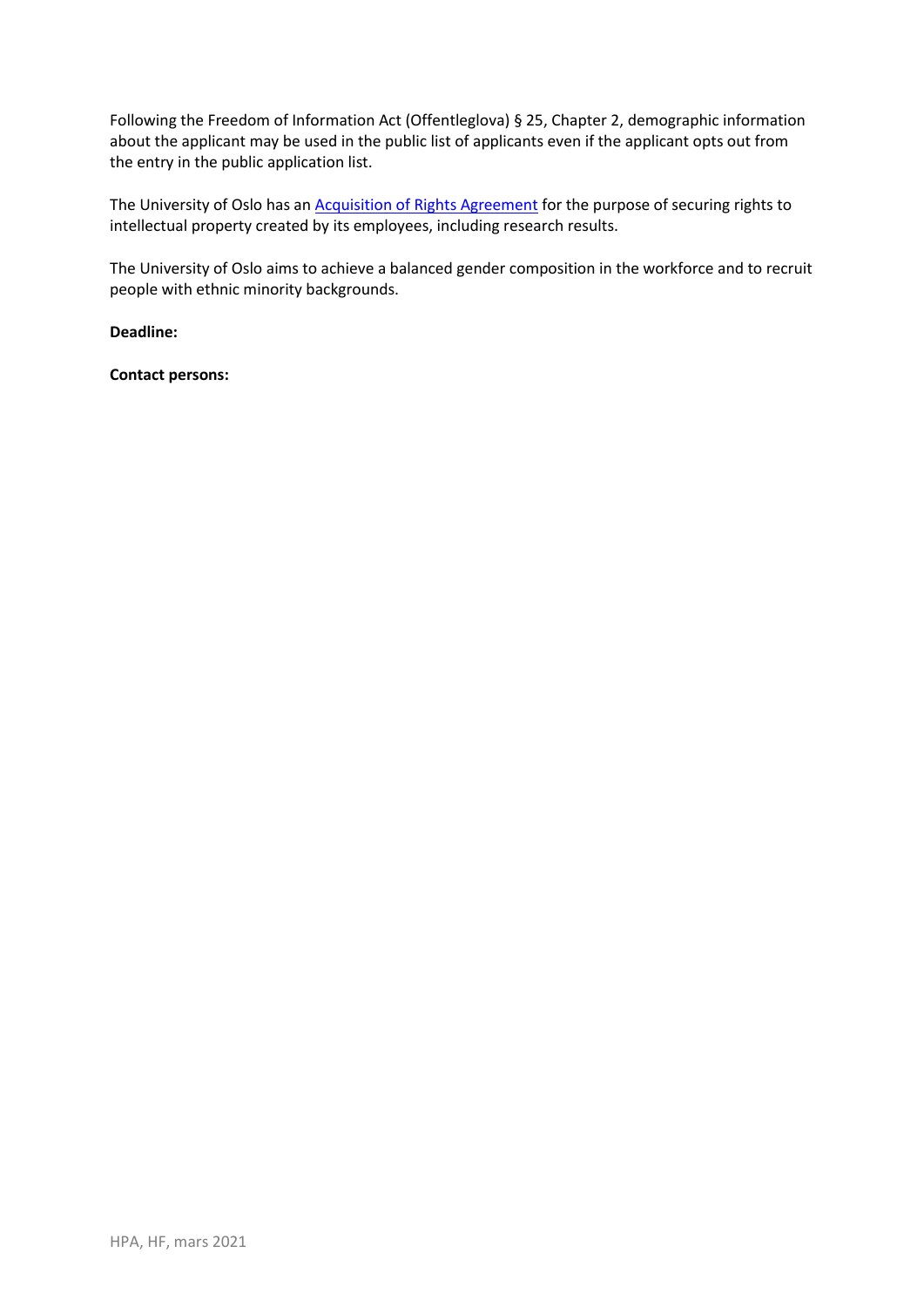Following the Freedom of Information Act (Offentleglova) § 25, Chapter 2, demographic information about the applicant may be used in the public list of applicants even if the applicant opts out from the entry in the public application list.

The University of Oslo has an [Acquisition of Rights Agreement] for the purpose of securing rights to intellectual property created by its employees, including research results.

The University of Oslo aims to achieve a balanced gender composition in the workforce and to recruit people with ethnic minority backgrounds.

**Deadline:**

**Contact persons:**

HPA, HF, mars 2021